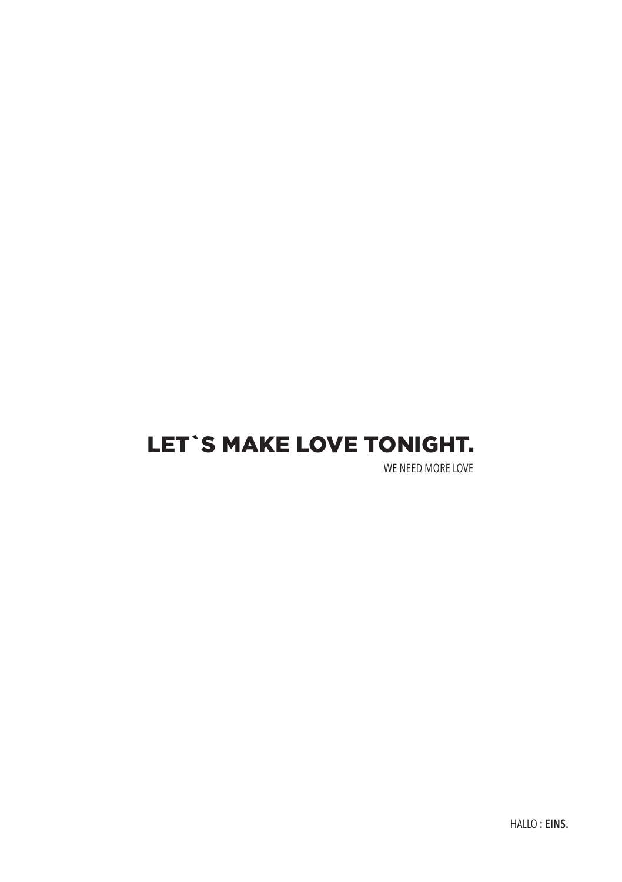# LET`S MAKE LOVE TONIGHT.

WE NEED MORE LOVE

HALLO **: EINS.**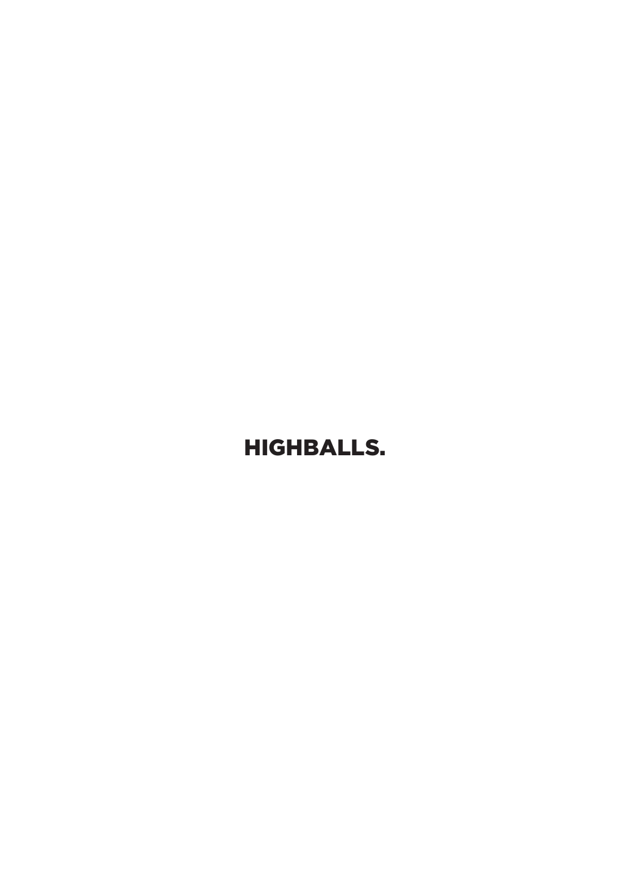# HIGHBALLS.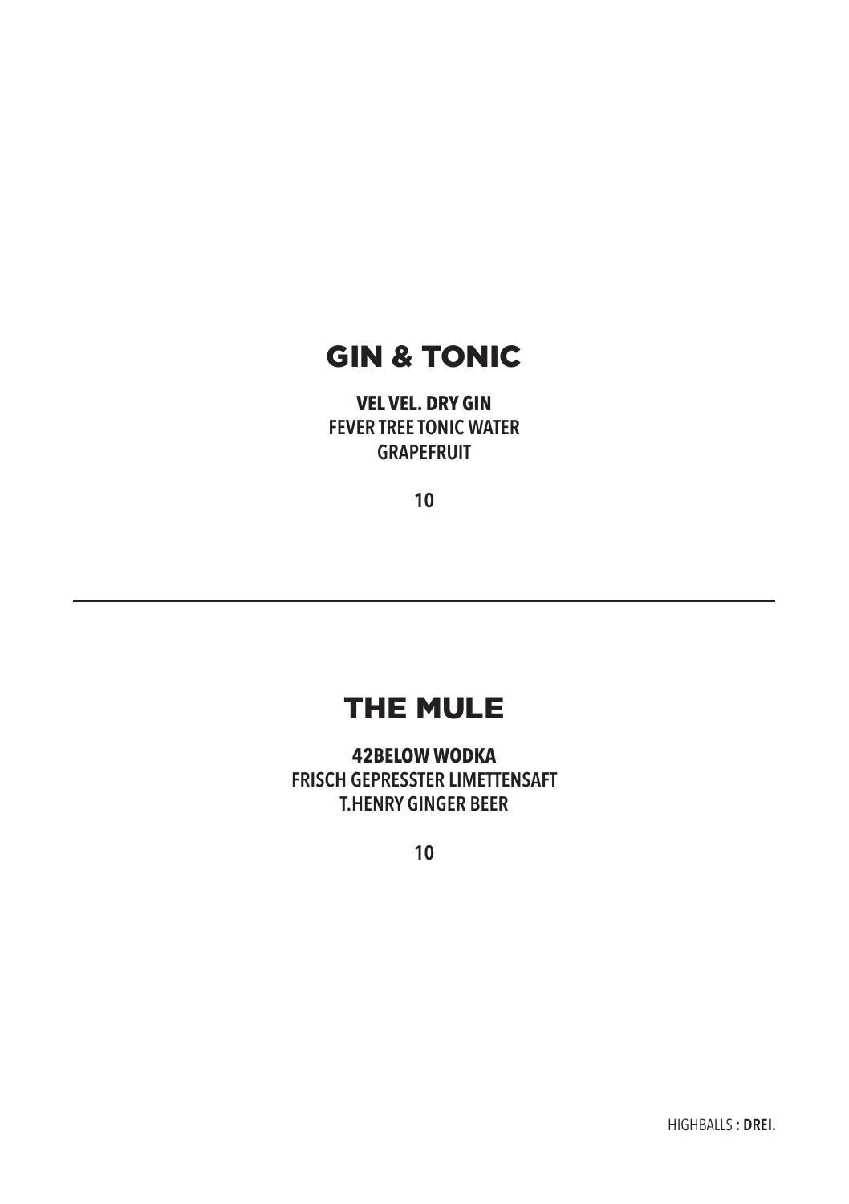## GIN & TONIC

**VEL VEL. DRY GIN**
FEVER TREE TONIC WATER
GRAPEFRUIT

10

---

## THE MULE

**42BELOW WODKA**
FRISCH GEPRESSTER LIMETTENSAFT
T.HENRY GINGER BEER

10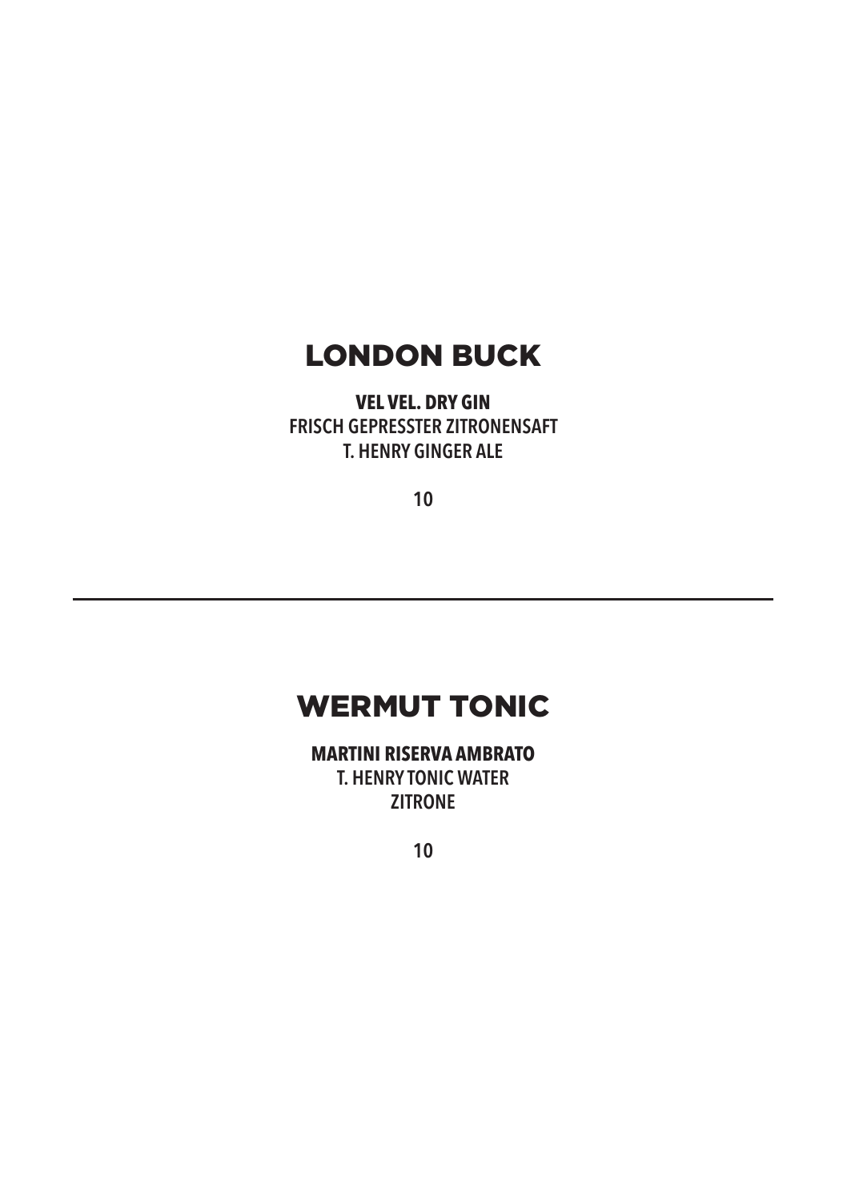## LONDON BUCK

**VEL VEL. DRY GIN**
FRISCH GEPRESSTER ZITRONENSAFT
T. HENRY GINGER ALE

10

---

## WERMUT TONIC

**MARTINI RISERVA AMBRATO**
T. HENRY TONIC WATER
ZITRONE

10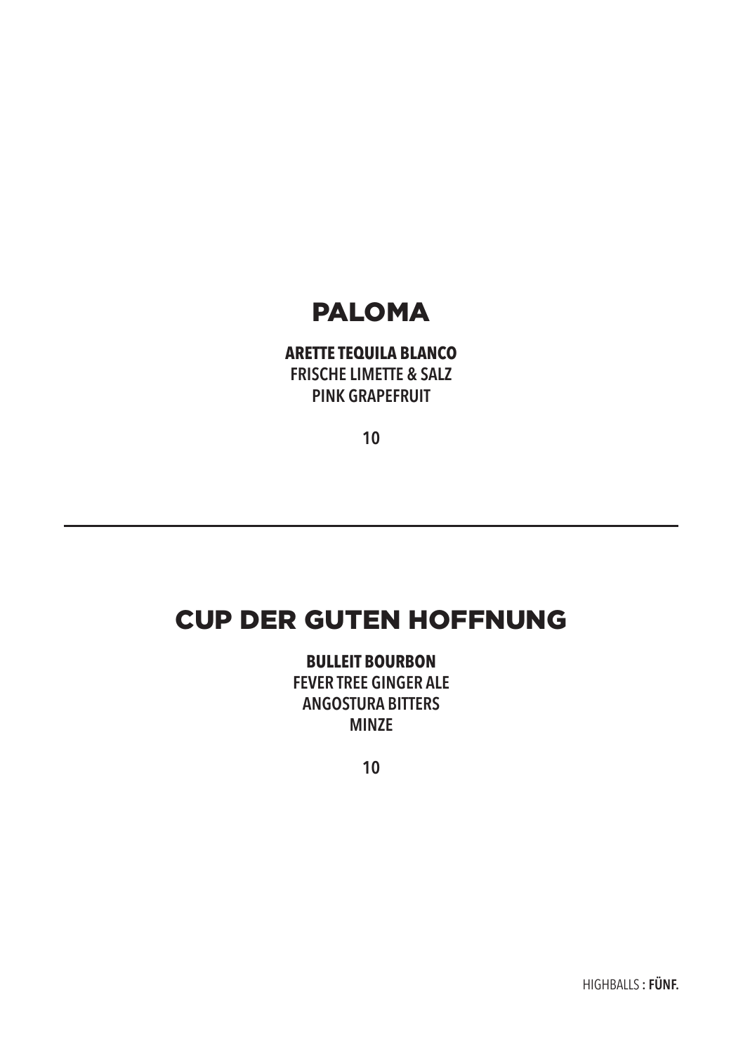# PALOMA

**ARETTE TEQUILA BLANCO**
FRISCHE LIMETTE & SALZ
PINK GRAPEFRUIT

10

---

# CUP DER GUTEN HOFFNUNG

**BULLEIT BOURBON**
FEVER TREE GINGER ALE
ANGOSTURA BITTERS
MINZE

10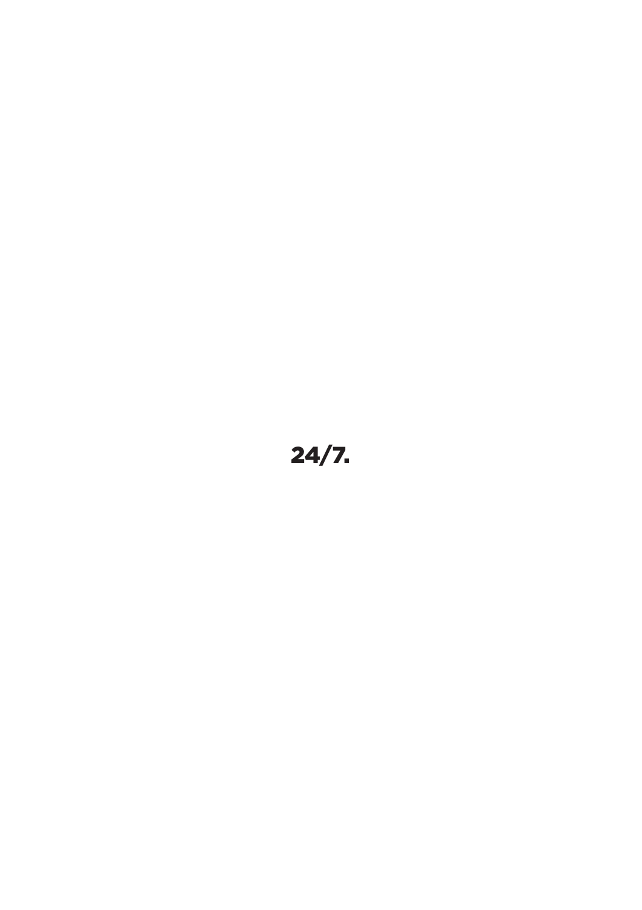**24/7.**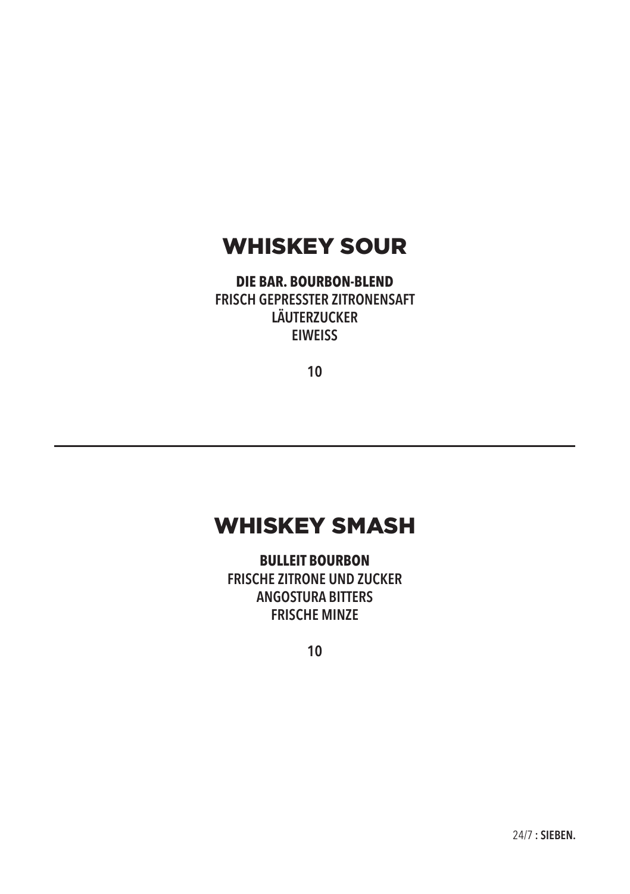## WHISKEY SOUR

**DIE BAR. BOURBON-BLEND**
FRISCH GEPRESSTER ZITRONENSAFT
LÄUTERZUCKER
EIWEISS

**10**

---

## WHISKEY SMASH

**BULLEIT BOURBON**
FRISCHE ZITRONE UND ZUCKER
ANGOSTURA BITTERS
FRISCHE MINZE

**10**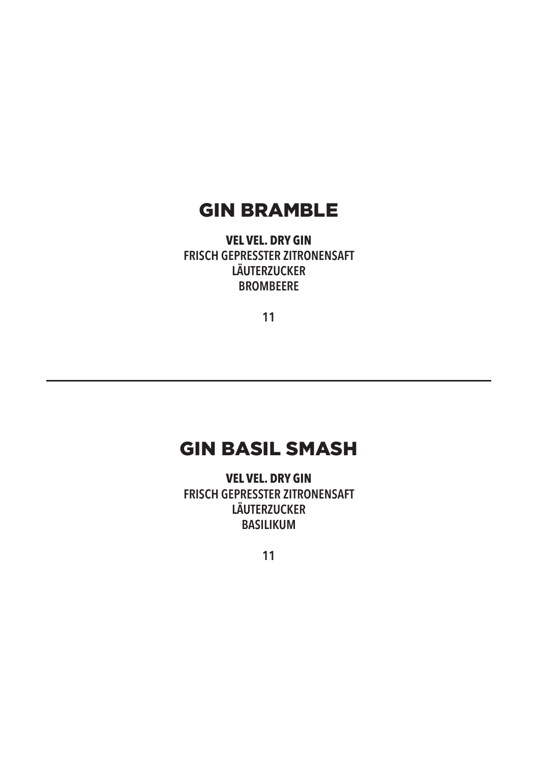## GIN BRAMBLE

**VEL VEL. DRY GIN**
FRISCH GEPRESSTER ZITRONENSAFT
LÄUTERZUCKER
BROMBEERE

11

---

## GIN BASIL SMASH

**VEL VEL. DRY GIN**
FRISCH GEPRESSTER ZITRONENSAFT
LÄUTERZUCKER
BASILIKUM

11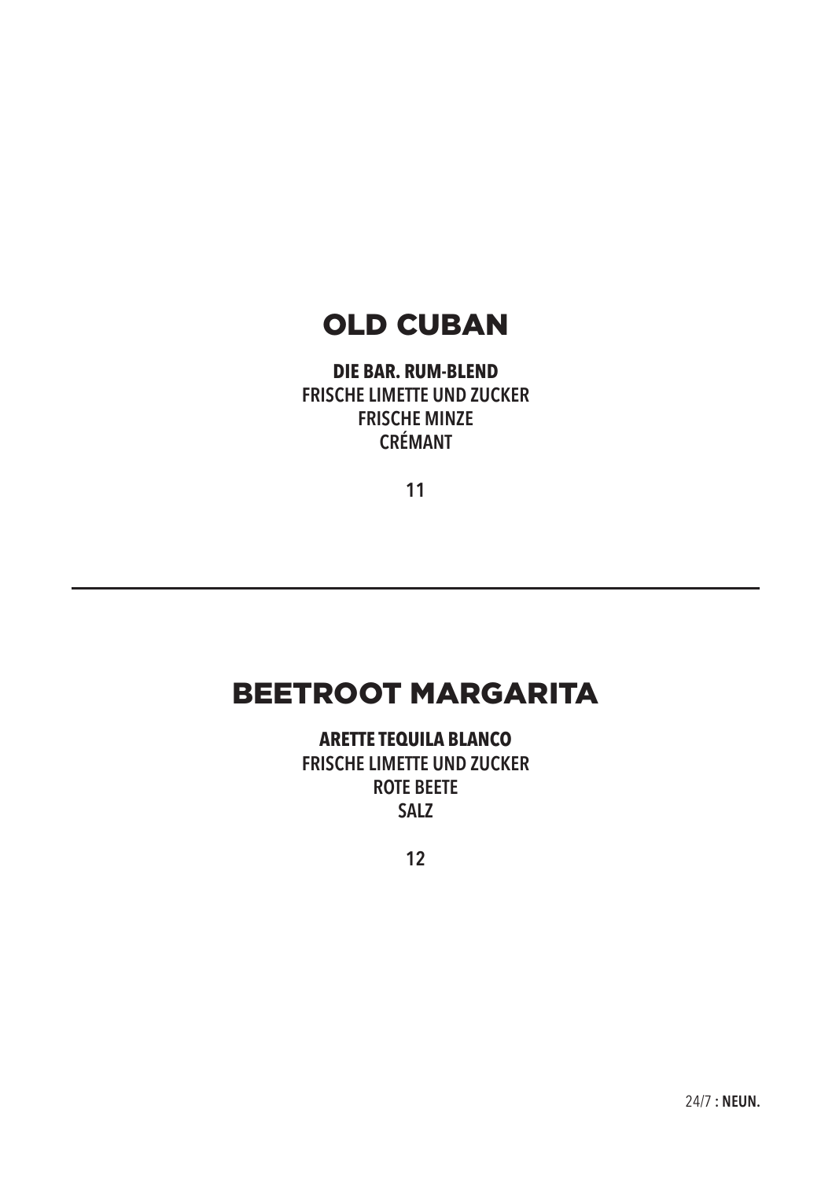## OLD CUBAN

**DIE BAR. RUM-BLEND**
FRISCHE LIMETTE UND ZUCKER
FRISCHE MINZE
CRÉMANT

11

---

## BEETROOT MARGARITA

**ARETTE TEQUILA BLANCO**
FRISCHE LIMETTE UND ZUCKER
ROTE BEETE
SALZ

12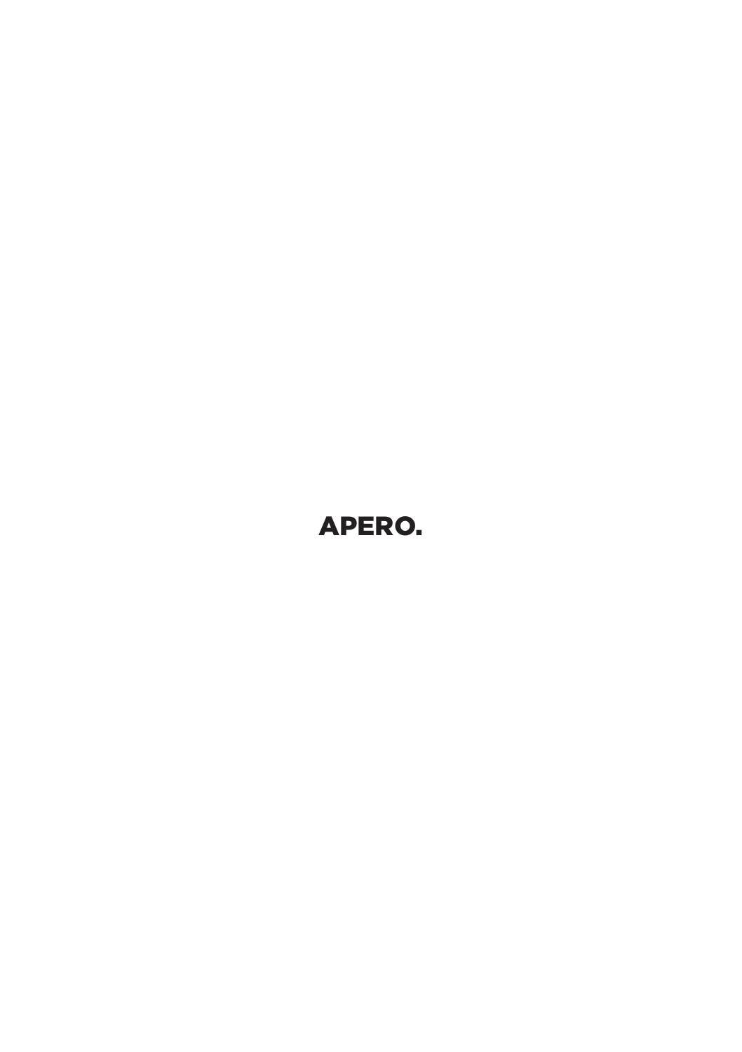APERO.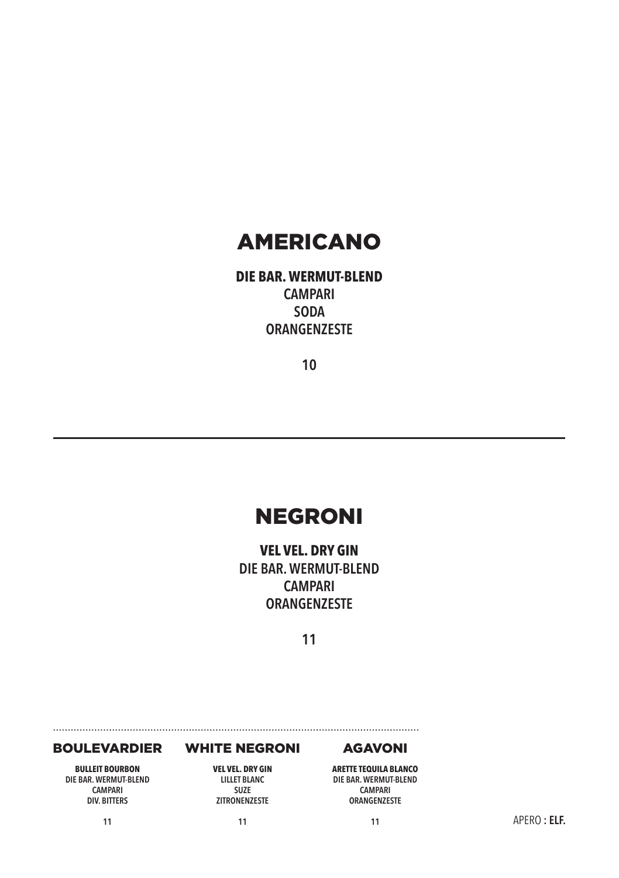## AMERICANO

**DIE BAR. WERMUT-BLEND**
CAMPARI
SODA
ORANGENZESTE

10

---

## NEGRONI

**VEL VEL. DRY GIN**
DIE BAR. WERMUT-BLEND
CAMPARI
ORANGENZESTE

11

---

### BOULEVARDIER

**BULLEIT BOURBON**
DIE BAR. WERMUT-BLEND
CAMPARI
DIV. BITTERS

11

### WHITE NEGRONI

**VEL VEL. DRY GIN**
LILLET BLANC
SUZE
ZITRONENZESTE

11

### AGAVONI

**ARETTE TEQUILA BLANCO**
DIE BAR. WERMUT-BLEND
CAMPARI
ORANGENZESTE

11

APERO **: ELF.**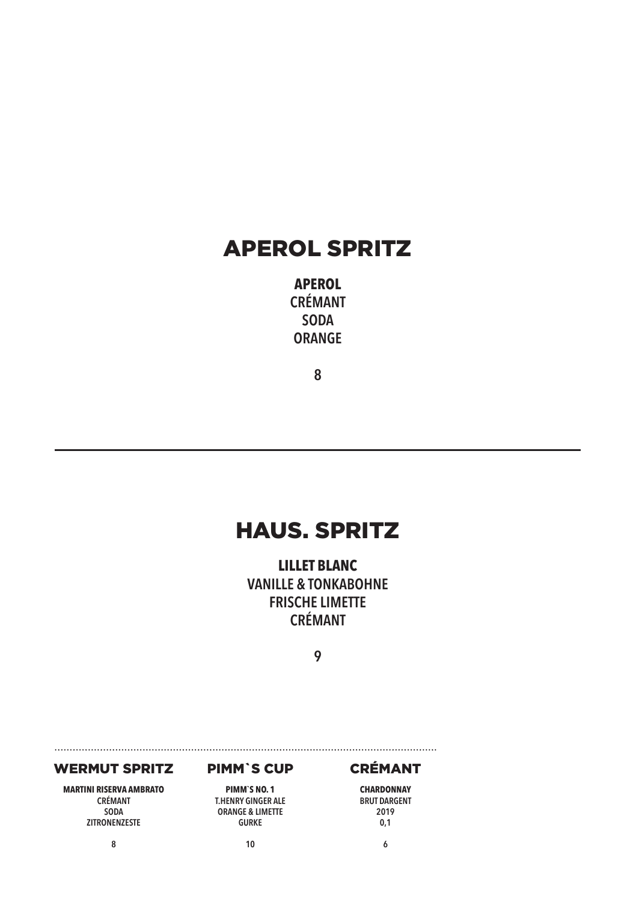## APEROL SPRITZ

**APEROL**
CRÉMANT
SODA
ORANGE

8

---

## HAUS. SPRITZ

**LILLET BLANC**
VANILLE & TONKABOHNE
FRISCHE LIMETTE
CRÉMANT

9

---

### WERMUT SPRITZ

**MARTINI RISERVA AMBRATO**
CRÉMANT
SODA
ZITRONENZESTE

8

### PIMM`S CUP

**PIMM`S NO. 1**
T.HENRY GINGER ALE
ORANGE & LIMETTE
GURKE

10

### CRÉMANT

**CHARDONNAY**
BRUT DARGENT
2019
0,1

6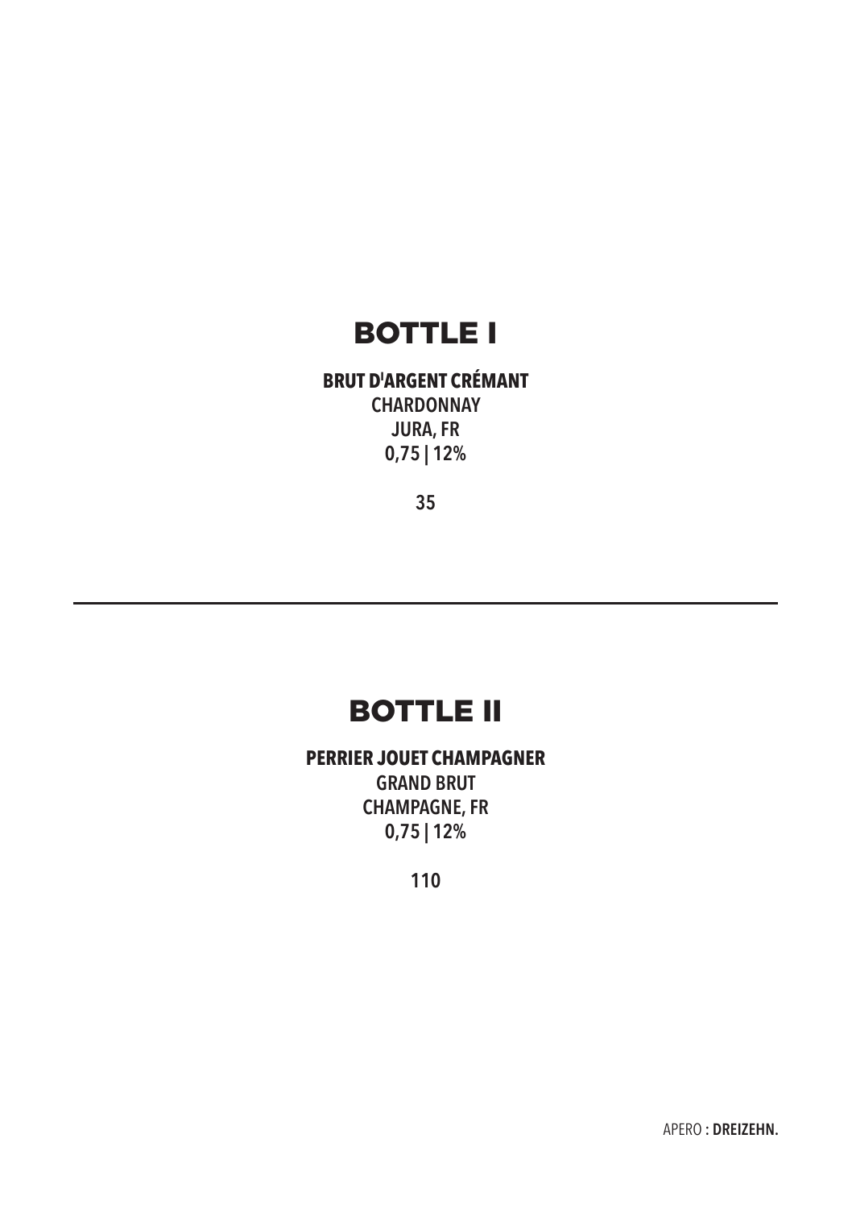# BOTTLE I

**BRUT D'ARGENT CRÉMANT**
CHARDONNAY
JURA, FR
0,75 | 12%

35

---

# BOTTLE II

**PERRIER JOUET CHAMPAGNER**
GRAND BRUT
CHAMPAGNE, FR
0,75 | 12%

110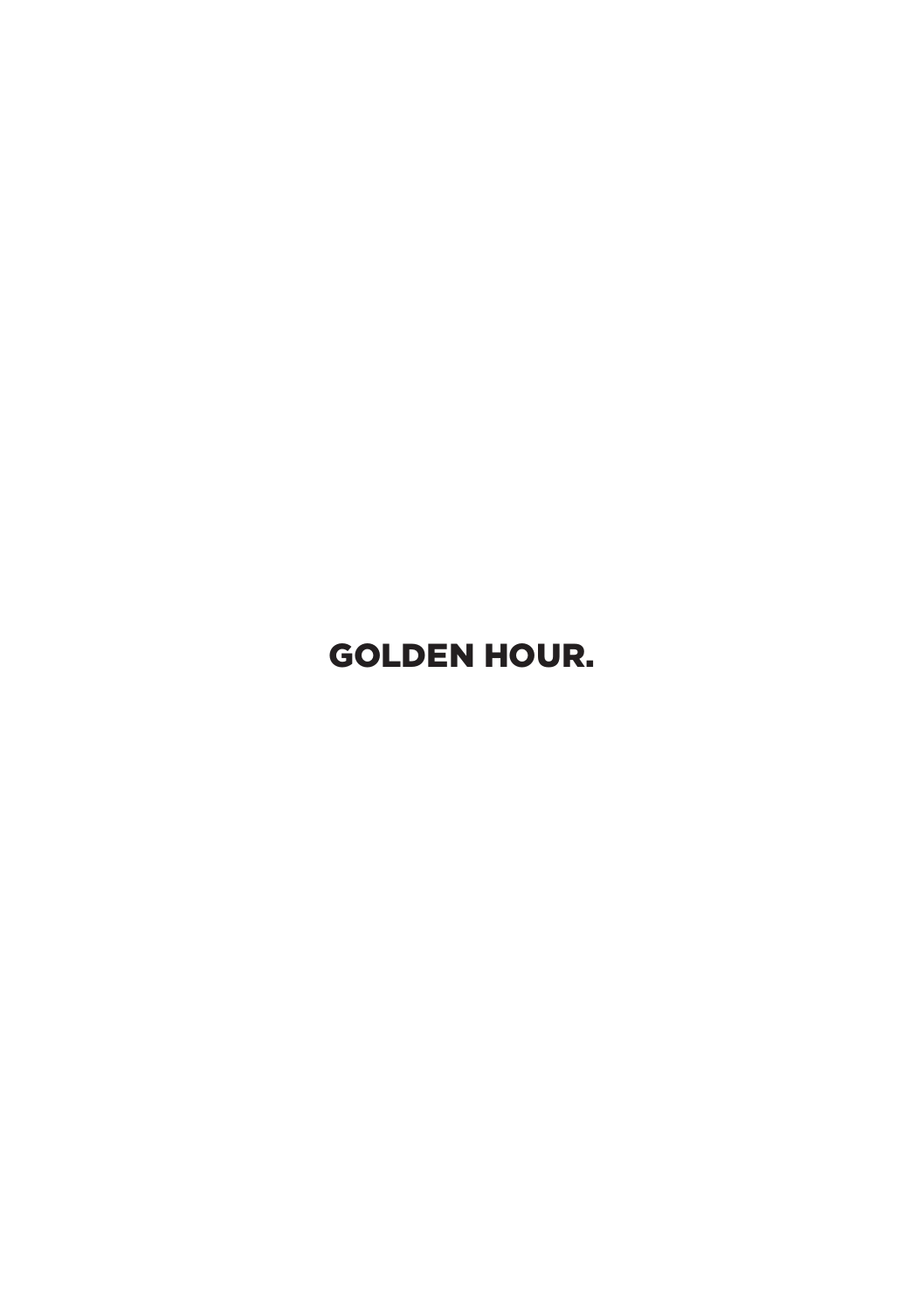# GOLDEN HOUR.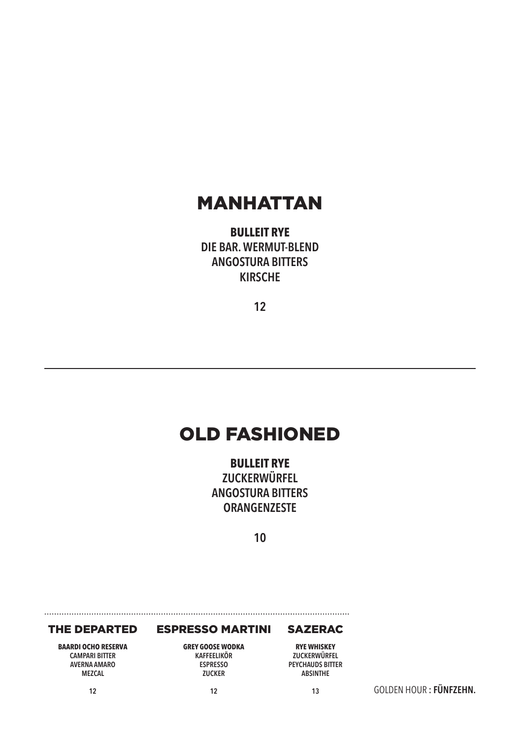# MANHATTAN

**BULLEIT RYE**
DIE BAR. WERMUT-BLEND
ANGOSTURA BITTERS
KIRSCHE

12

---

# OLD FASHIONED

**BULLEIT RYE**
ZUCKERWÜRFEL
ANGOSTURA BITTERS
ORANGENZESTE

10

---

## THE DEPARTED

**BAARDI OCHO RESERVA**
CAMPARI BITTER
AVERNA AMARO
MEZCAL

12

## ESPRESSO MARTINI

**GREY GOOSE WODKA**
KAFFEELIKÖR
ESPRESSO
ZUCKER

12

## SAZERAC

**RYE WHISKEY**
ZUCKERWÜRFEL
PEYCHAUDS BITTER
ABSINTHE

13

GOLDEN HOUR **: FÜNFZEHN.**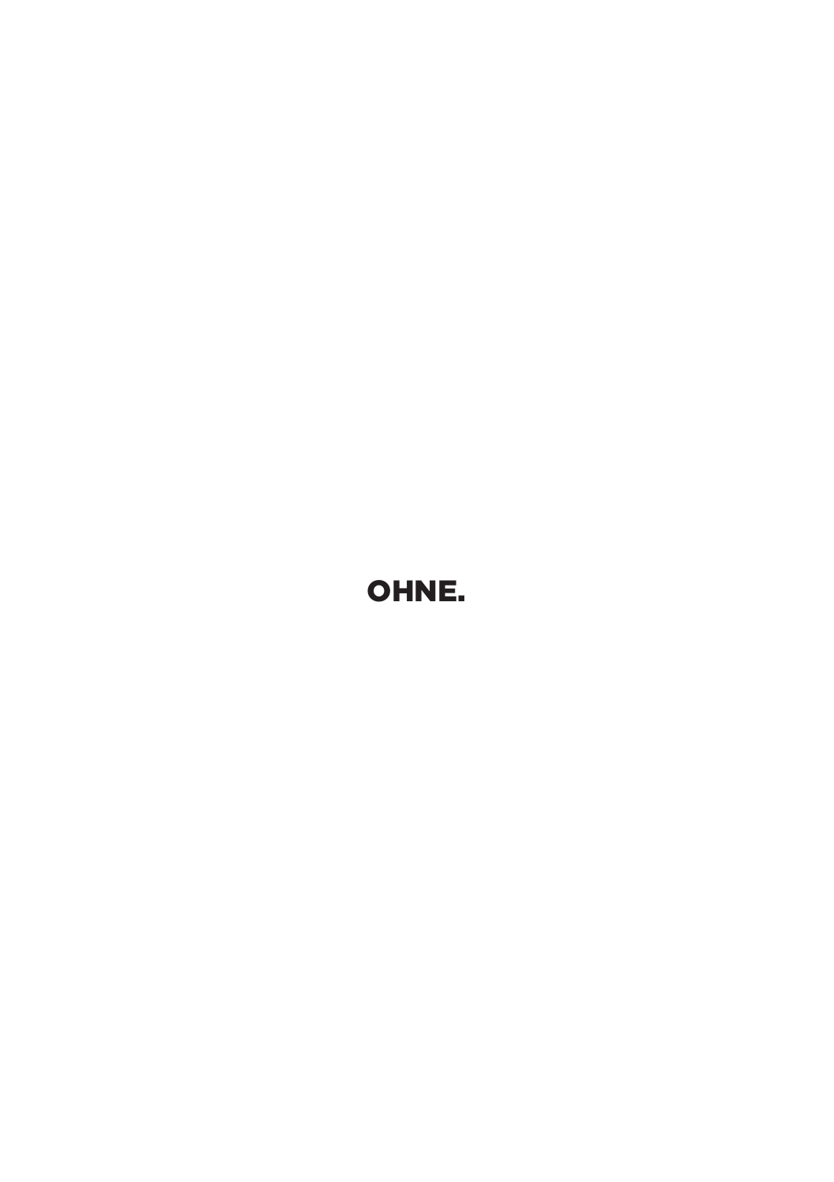**OHNE.**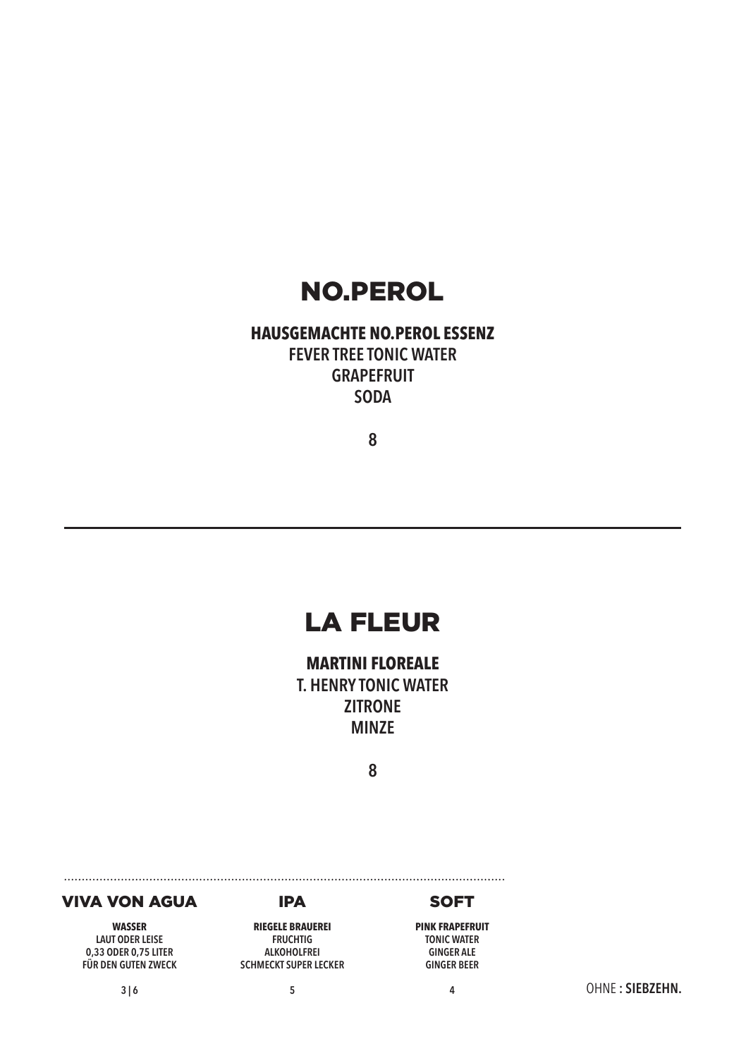# NO.PEROL

**HAUSGEMACHTE NO.PEROL ESSENZ**
FEVER TREE TONIC WATER
GRAPEFRUIT
SODA

8

---

# LA FLEUR

**MARTINI FLOREALE**
T. HENRY TONIC WATER
ZITRONE
MINZE

8

---

## VIVA VON AGUA

**WASSER**
LAUT ODER LEISE
0,33 ODER 0,75 LITER
FÜR DEN GUTEN ZWECK

3 | 6

## IPA

**RIEGELE BRAUEREI**
FRUCHTIG
ALKOHOLFREI
SCHMECKT SUPER LECKER

5

## SOFT

**PINK FRAPEFRUIT**
TONIC WATER
GINGER ALE
GINGER BEER

4

OHNE **: SIEBZEHN.**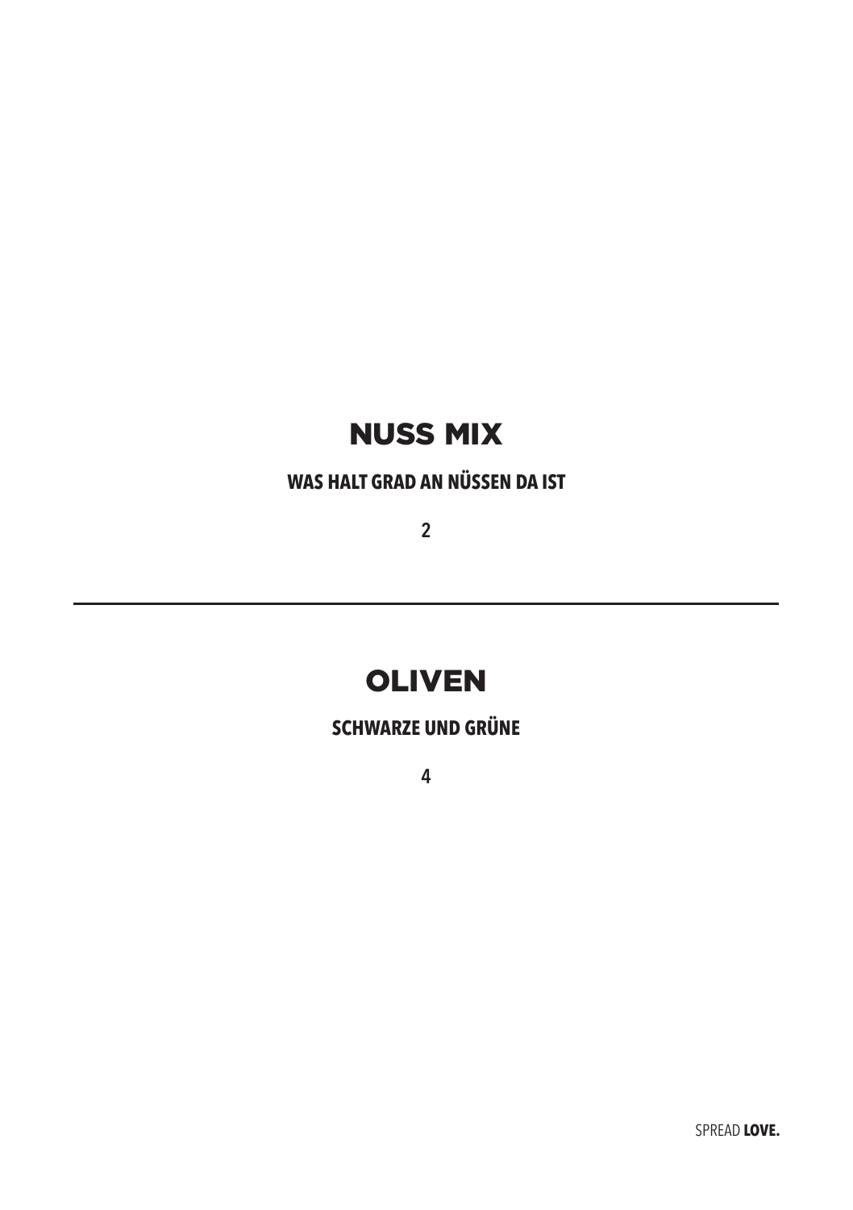## NUSS MIX

**WAS HALT GRAD AN NÜSSEN DA IST**

**2**

---

## OLIVEN

**SCHWARZE UND GRÜNE**

**4**

SPREAD **LOVE.**